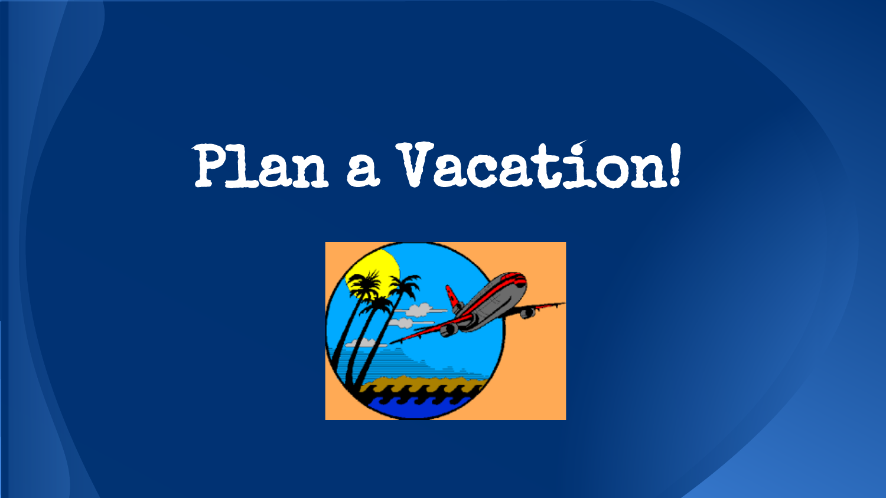# Plan a Vacation!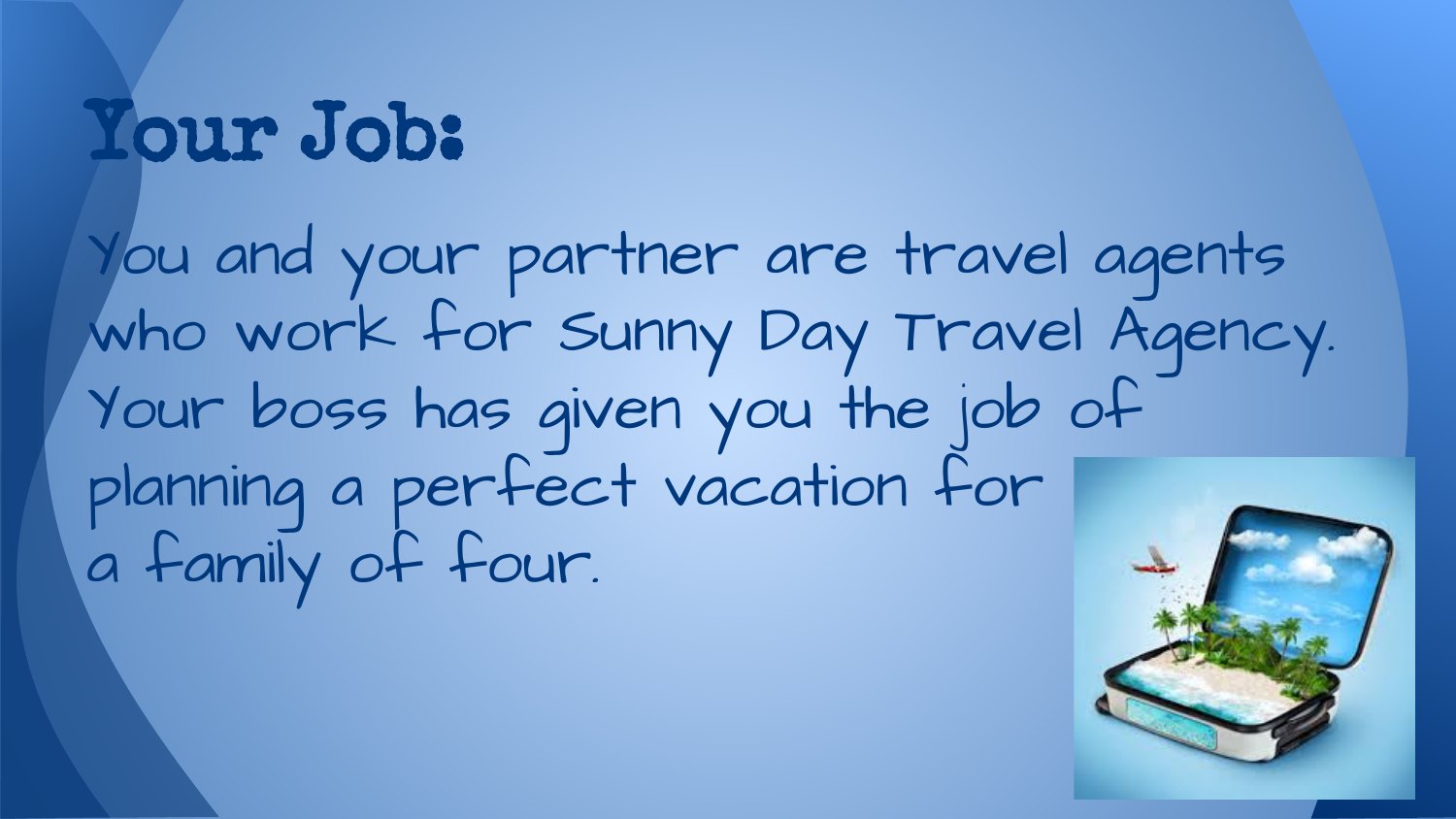# Your Job:

You and your partner are travel agents who work for Sunny Day Travel Agency. Your boss has given you the job of planning a perfect vacation for a family of four.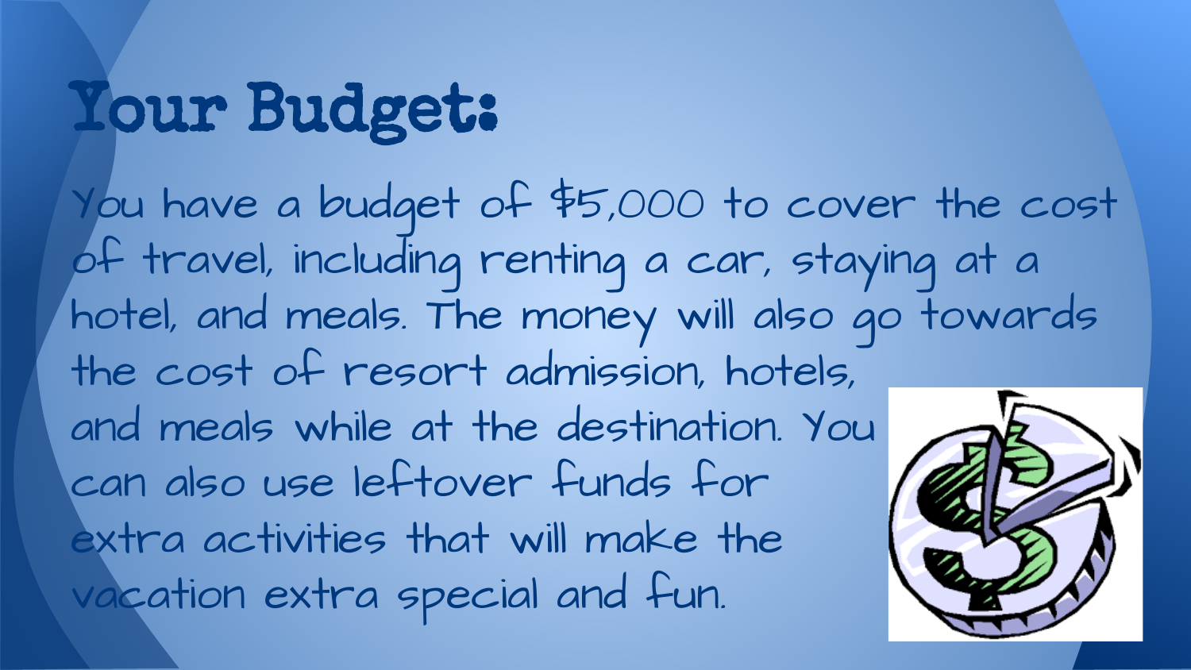# Your Budget:

You have a budget of $5,000 to cover the cost of travel, including renting a car, staying at a hotel, and meals. The money will also go towards the cost of resort admission, hotels, and meals while at the destination. You can also use leftover funds for extra activities that will make the vacation extra special and fun.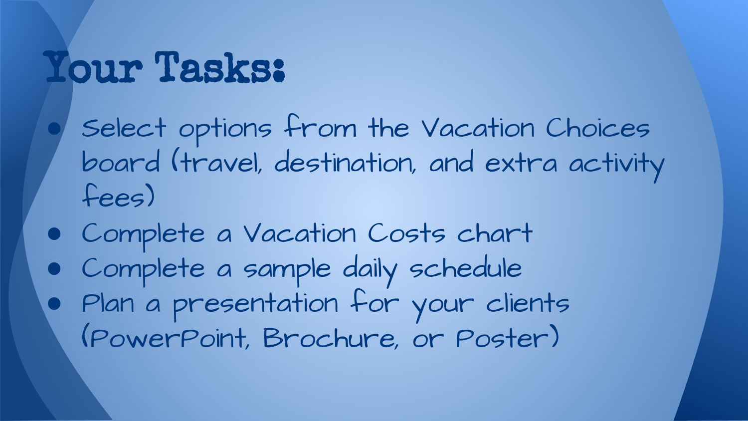# Your Tasks:

- Select options from the Vacation Choices board (travel, destination, and extra activity fees)
- Complete a Vacation Costs chart
- Complete a sample daily schedule
- Plan a presentation for your clients (PowerPoint, Brochure, or Poster)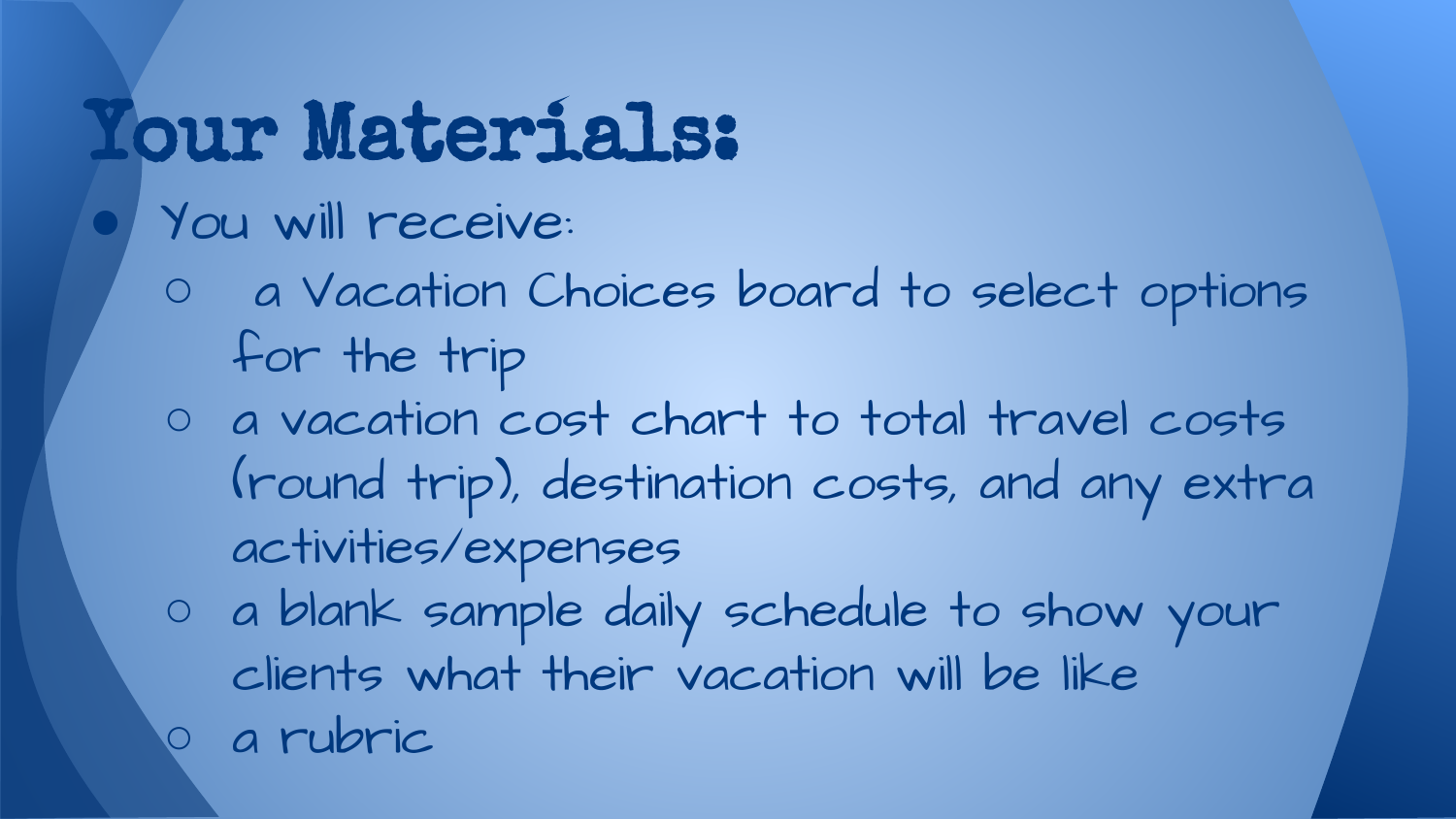# Your Materials:

- You will receive:
  - a Vacation Choices board to select options for the trip
  - a vacation cost chart to total travel costs (round trip), destination costs, and any extra activities/expenses
  - a blank sample daily schedule to show your clients what their vacation will be like
  - a rubric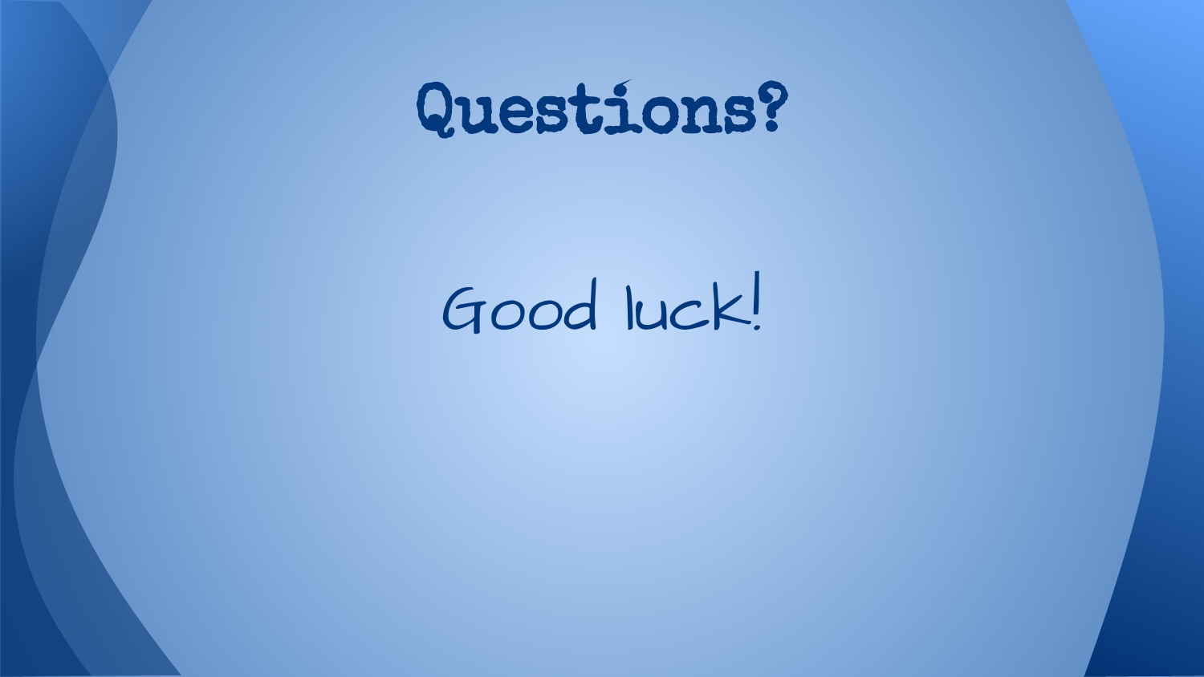# Questions?

Good luck!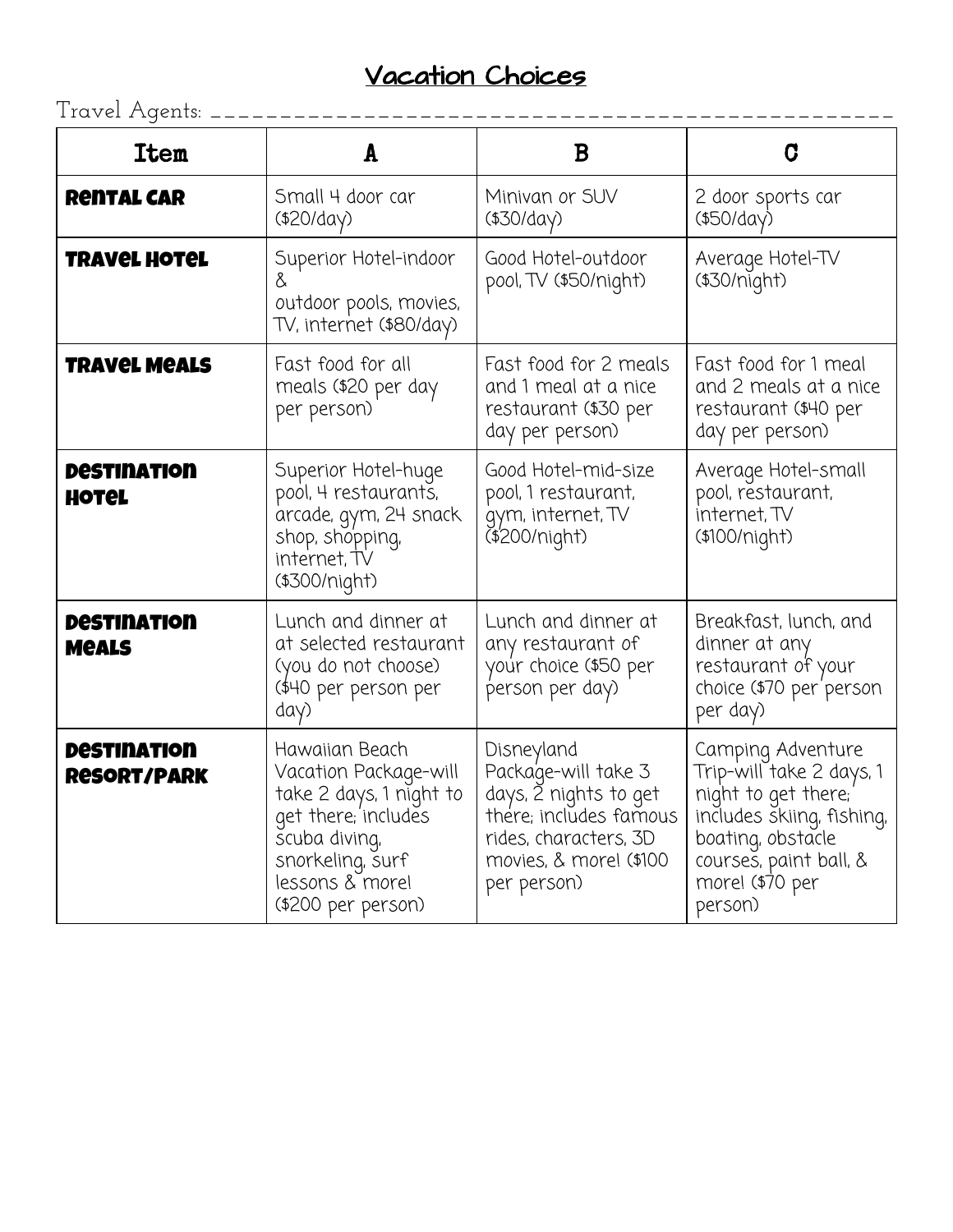# Vacation Choices

Travel Agents: _______________________________________________

| Item | A | B | C |
| --- | --- | --- | --- |
| **Rental Car** | Small 4 door car ($20/day) | Minivan or SUV ($30/day) | 2 door sports car ($50/day) |
| **Travel Hotel** | Superior Hotel-indoor & outdoor pools, movies, TV, internet ($80/day) | Good Hotel-outdoor pool, TV ($50/night) | Average Hotel-TV ($30/night) |
| **Travel Meals** | Fast food for all meals ($20 per day per person) | Fast food for 2 meals and 1 meal at a nice restaurant ($30 per day per person) | Fast food for 1 meal and 2 meals at a nice restaurant ($40 per day per person) |
| **Destination Hotel** | Superior Hotel-huge pool, 4 restaurants, arcade, gym, 24 snack shop, shopping, internet, TV ($300/night) | Good Hotel-mid-size pool, 1 restaurant, gym, internet, TV ($200/night) | Average Hotel-small pool, restaurant, internet, TV ($100/night) |
| **Destination Meals** | Lunch and dinner at at selected restaurant (you do not choose) ($40 per person per day) | Lunch and dinner at any restaurant of your choice ($50 per person per day) | Breakfast, lunch, and dinner at any restaurant of your choice ($70 per person per day) |
| **Destination Resort/Park** | Hawaiian Beach Vacation Package-will take 2 days, 1 night to get there; includes scuba diving, snorkeling, surf lessons & more! ($200 per person) | Disneyland Package-will take 3 days, 2 nights to get there; includes famous rides, characters, 3D movies, & more! ($100 per person) | Camping Adventure Trip-will take 2 days, 1 night to get there; includes skiing, fishing, boating, obstacle courses, paint ball, & more! ($70 per person) |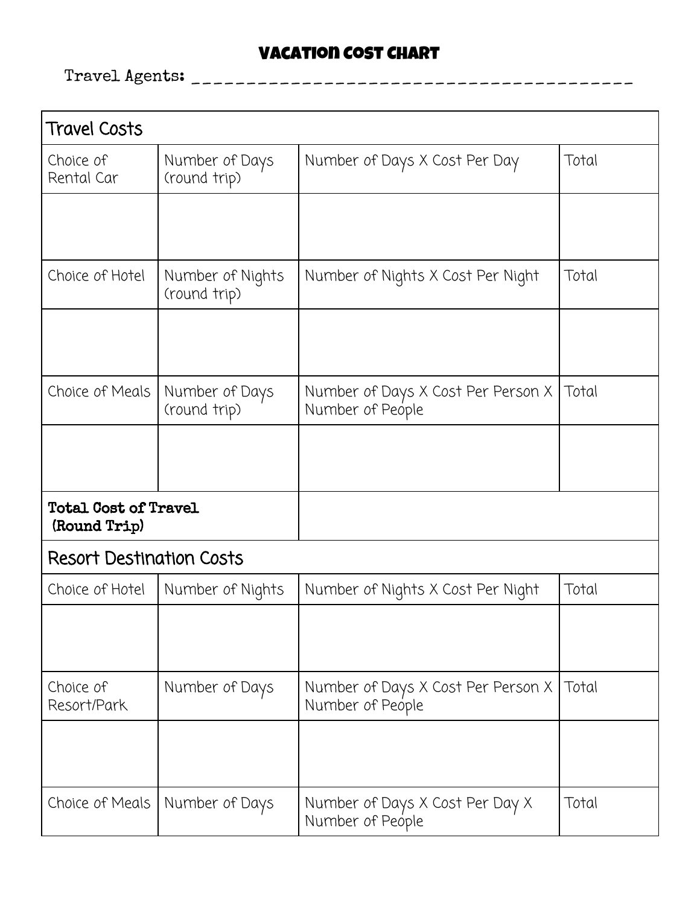# VACATION COST CHART

Travel Agents: ________________________________________

| Travel Costs | | | |
|---|---|---|---|
| Choice of Rental Car | Number of Days (round trip) | Number of Days X Cost Per Day | Total |
| | | | |
| Choice of Hotel | Number of Nights (round trip) | Number of Nights X Cost Per Night | Total |
| | | | |
| Choice of Meals | Number of Days (round trip) | Number of Days X Cost Per Person X Number of People | Total |
| | | | |
| **Total Cost of Travel (Round Trip)** | | | |
| Resort Destination Costs | | | |
| Choice of Hotel | Number of Nights | Number of Nights X Cost Per Night | Total |
| | | | |
| Choice of Resort/Park | Number of Days | Number of Days X Cost Per Person X Number of People | Total |
| | | | |
| Choice of Meals | Number of Days | Number of Days X Cost Per Day X Number of People | Total |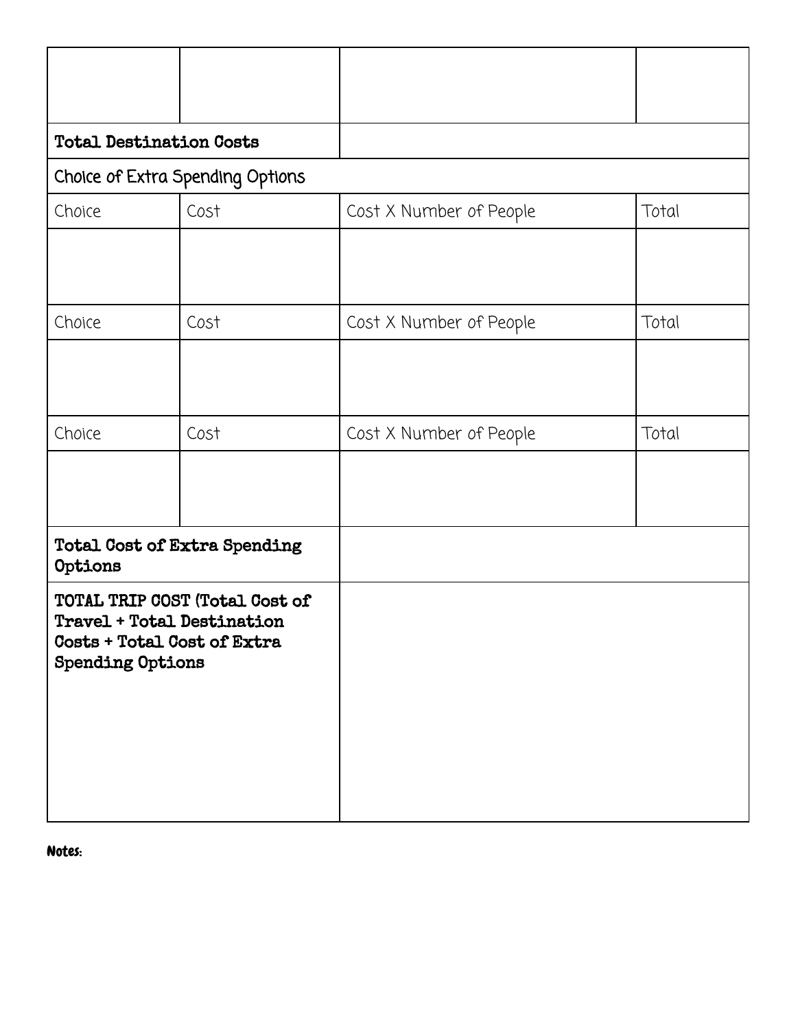| | | | |
|---|---|---|---|
| | | | |
| **Total Destination Costs** | | | |
| Choice of Extra Spending Options | | | |
| Choice | Cost | Cost X Number of People | Total |
| | | | |
| Choice | Cost | Cost X Number of People | Total |
| | | | |
| Choice | Cost | Cost X Number of People | Total |
| | | | |
| **Total Cost of Extra Spending Options** | | | |
| **TOTAL TRIP COST (Total Cost of Travel + Total Destination Costs + Total Cost of Extra Spending Options** | | | |

**Notes:**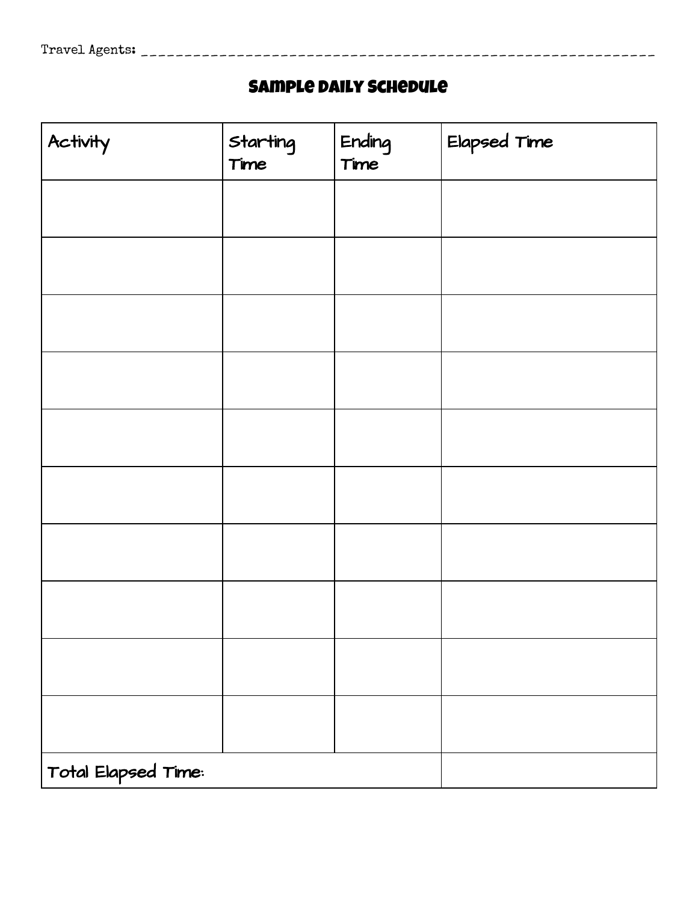Travel Agents: ___________________________________________________________

## Sample Daily Schedule

| Activity | Starting Time | Ending Time | Elapsed Time |
|---|---|---|---|
| | | | |
| | | | |
| | | | |
| | | | |
| | | | |
| | | | |
| | | | |
| | | | |
| | | | |
| | | | |
| Total Elapsed Time: | | | |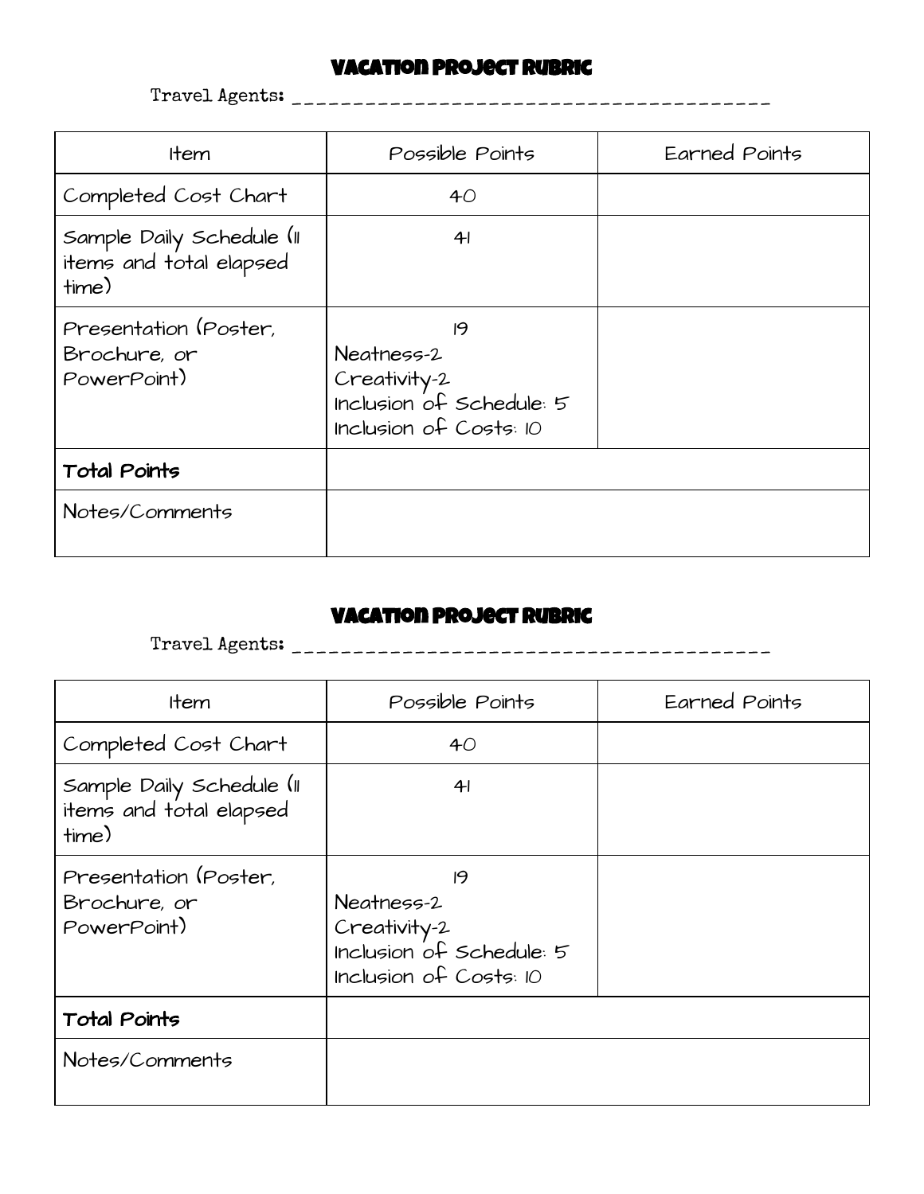## Vacation Project Rubric

Travel Agents: ________________________________________

| Item | Possible Points | Earned Points |
|---|---|---|
| Completed Cost Chart | 40 | |
| Sample Daily Schedule (11 items and total elapsed time) | 41 | |
| Presentation (Poster, Brochure, or PowerPoint) | 19<br>Neatness-2<br>Creativity-2<br>Inclusion of Schedule: 5<br>Inclusion of Costs: 10 | |
| **Total Points** | | |
| Notes/Comments | | |

## Vacation Project Rubric

Travel Agents: ________________________________________

| Item | Possible Points | Earned Points |
|---|---|---|
| Completed Cost Chart | 40 | |
| Sample Daily Schedule (11 items and total elapsed time) | 41 | |
| Presentation (Poster, Brochure, or PowerPoint) | 19<br>Neatness-2<br>Creativity-2<br>Inclusion of Schedule: 5<br>Inclusion of Costs: 10 | |
| **Total Points** | | |
| Notes/Comments | | |